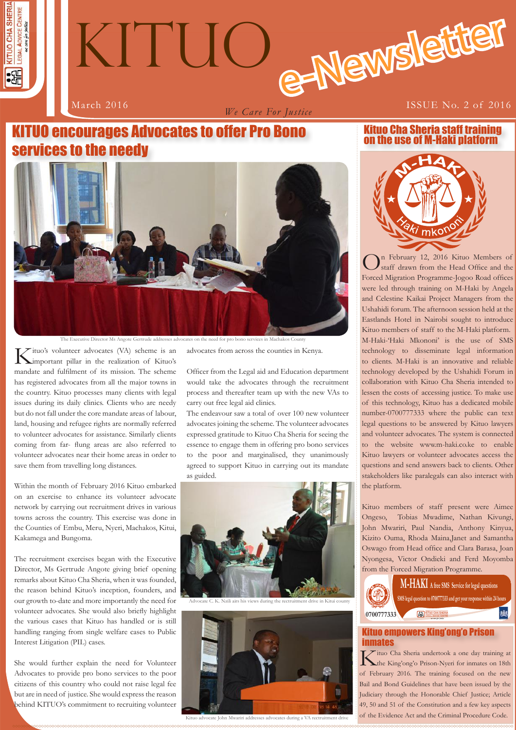# KITUO e-Newsletter

March 2016 — *We Care For Justice* — ISSUE No. 2 of 2016

## KITUO encourages Advocates to offer Pro Bono services to the needy

The Executive Director Ms Angote Gertrude addresses advocates on the need for pro bono services in Machakos County

Kituo's volunteer advocates (VA) scheme is an important pillar in the realization of Kituo's mandate and fulfilment of its mission. The scheme has registered advocates from all the major towns in the country. Kituo processes many clients with legal issues during its daily clinics. Clients who are needy but do not fall under the core mandate areas of labour, land, housing and refugee rights are normally referred to volunteer advocates for assistance. Similarly clients coming from far- flung areas are also referred to volunteer advocates near their home areas in order to save them from travelling long distances.

Within the month of February 2016 Kituo embarked on an exercise to enhance its volunteer advocate network by carrying out recruitment drives in various towns across the country. This exercise was done in the Counties of Embu, Meru, Nyeri, Machakos, Kitui, Kakamega and Bungoma.

The recruitment exercises began with the Executive Director, Ms Gertrude Angote giving brief opening remarks about Kituo Cha Sheria, when it was founded, the reason behind Kituo's inception, founders, and our growth to-date and more importantly the need for volunteer advocates. She would also briefly highlight the various cases that Kituo has handled or is still handling ranging from single welfare cases to Public Interest Litigation (PIL) cases.

She would further explain the need for Volunteer Advocates to provide pro bono services to the poor citizens of this country who could not raise legal fee but are in need of justice. She would express the reason behind KITUO's commitment to recruiting volunteer advocates from across the counties in Kenya.

Officer from the Legal aid and Education department would take the advocates through the recruitment process and thereafter team up with the new VAs to carry out free legal aid clinics.

The endeavour saw a total of over 100 new volunteer advocates joining the scheme. The volunteer advocates expressed gratitude to Kituo Cha Sheria for seeing the essence to engage them in offering pro bono services to the poor and marginalised, they unanimously agreed to support Kituo in carrying out its mandate as guided.

Advocate C. K. Nzili airs his views during the recruitment drive in Kitui county

Kituo advocate John Mwariri addresses advocates during a VA recruitment drive

## Kituo Cha Sheria staff training on the use of M-Haki platform

On February 12, 2016 Kituo Members of staff drawn from the Head Office and the Forced Migration Programme-Jogoo Road offices were led through training on M-Haki by Angela and Celestine Kaikai Project Managers from the Ushahidi forum. The afternoon session held at the Eastlands Hotel in Nairobi sought to introduce Kituo members of staff to the M-Haki platform. M-Haki-'Haki Mkononi' is the use of SMS technology to disseminate legal information to clients. M-Haki is an innovative and reliable technology developed by the Ushahidi Forum in collaboration with Kituo Cha Sheria intended to lessen the costs of accessing justice. To make use of this technology, Kituo has a dedicated mobile number-0700777333 where the public can text legal questions to be answered by Kituo lawyers and volunteer advocates. The system is connected to the website www.m-haki.co.ke to enable Kituo lawyers or volunteer advocates access the questions and send answers back to clients. Other stakeholders like paralegals can also interact with the platform.

Kituo members of staff present were Aimee Ongeso, Tobias Mwadime, Nathan Kivungi, John Mwariri, Paul Nandia, Anthony Kinyua, Kizito Ouma, Rhoda Maina,Janet and Samantha Oswago from Head office and Clara Barasa, Joan Nyongesa, Victor Ondieki and Ferd Moyomba from the Forced Migration Programme.

**M-HAKI** A free SMS Service for legal questions
SMS legal question to 0700777333 and get your response within 24 hours
0700777333

## Kituo empowers King'ong'o Prison inmates

Kituo Cha Sheria undertook a one day training at the King'ong'o Prison-Nyeri for inmates on 18th of February 2016. The training focused on the new Bail and Bond Guidelines that have been issued by the Judiciary through the Honorable Chief Justice; Article 49, 50 and 51 of the Constitution and a few key aspects of the Evidence Act and the Criminal Procedure Code.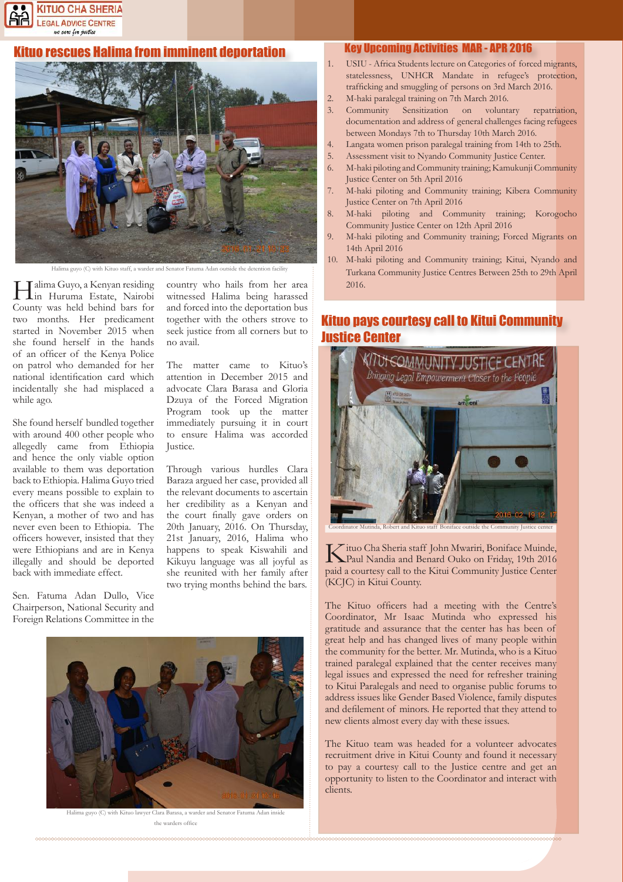## Kituo rescues Halima from imminent deportation

Halima guyo (C) with Kituo staff, a warder and Senator Fatuma Adan outside the detention facility

Halima Guyo, a Kenyan residing in Huruma Estate, Nairobi County was held behind bars for two months. Her predicament started in November 2015 when she found herself in the hands of an officer of the Kenya Police on patrol who demanded for her national identification card which incidentally she had misplaced a while ago.

She found herself bundled together with around 400 other people who allegedly came from Ethiopia and hence the only viable option available to them was deportation back to Ethiopia. Halima Guyo tried every means possible to explain to the officers that she was indeed a Kenyan, a mother of two and has never even been to Ethiopia. The officers however, insisted that they were Ethiopians and are in Kenya illegally and should be deported back with immediate effect.

Sen. Fatuma Adan Dullo, Vice Chairperson, National Security and Foreign Relations Committee in the country who hails from her area witnessed Halima being harassed and forced into the deportation bus together with the others strove to seek justice from all corners but to no avail.

The matter came to Kituo's attention in December 2015 and advocate Clara Barasa and Gloria Dzuya of the Forced Migration Program took up the matter immediately pursuing it in court to ensure Halima was accorded Justice.

Through various hurdles Clara Baraza argued her case, provided all the relevant documents to ascertain her credibility as a Kenyan and the court finally gave orders on 20th January, 2016. On Thursday, 21st January, 2016, Halima who happens to speak Kiswahili and Kikuyu language was all joyful as she reunited with her family after two trying months behind the bars.

Halima guyo (C) with Kituo lawyer Clara Barasa, a warder and Senator Fatuma Adan inside the warders office

## Key Upcoming Activities MAR - APR 2016

1. USIU - Africa Students lecture on Categories of forced migrants, statelessness, UNHCR Mandate in refugee's protection, trafficking and smuggling of persons on 3rd March 2016.
2. M-haki paralegal training on 7th March 2016.
3. Community Sensitization on voluntary repatriation, documentation and address of general challenges facing refugees between Mondays 7th to Thursday 10th March 2016.
4. Langata women prison paralegal training from 14th to 25th.
5. Assessment visit to Nyando Community Justice Center.
6. M-haki piloting and Community training; Kamukunji Community Justice Center on 5th April 2016
7. M-haki piloting and Community training; Kibera Community Justice Center on 7th April 2016
8. M-haki piloting and Community training; Korogocho Community Justice Center on 12th April 2016
9. M-haki piloting and Community training; Forced Migrants on 14th April 2016
10. M-haki piloting and Community training; Kitui, Nyando and Turkana Community Justice Centres Between 25th to 29th April 2016.

## Kituo pays courtesy call to Kitui Community Justice Center

Coordinator Mutinda, Robert and Kituo staff Boniface outside the Community Justice center

Kituo Cha Sheria staff John Mwariri, Boniface Muinde, Paul Nandia and Benard Ouko on Friday, 19th 2016 paid a courtesy call to the Kitui Community Justice Center (KCJC) in Kitui County.

The Kituo officers had a meeting with the Centre's Coordinator, Mr Isaac Mutinda who expressed his gratitude and assurance that the center has has been of great help and has changed lives of many people within the community for the better. Mr. Mutinda, who is a Kituo trained paralegal explained that the center receives many legal issues and expressed the need for refresher training to Kitui Paralegals and need to organise public forums to address issues like Gender Based Violence, family disputes and defilement of minors. He reported that they attend to new clients almost every day with these issues.

The Kituo team was headed for a volunteer advocates recruitment drive in Kitui County and found it necessary to pay a courtesy call to the Justice centre and get an opportunity to listen to the Coordinator and interact with clients.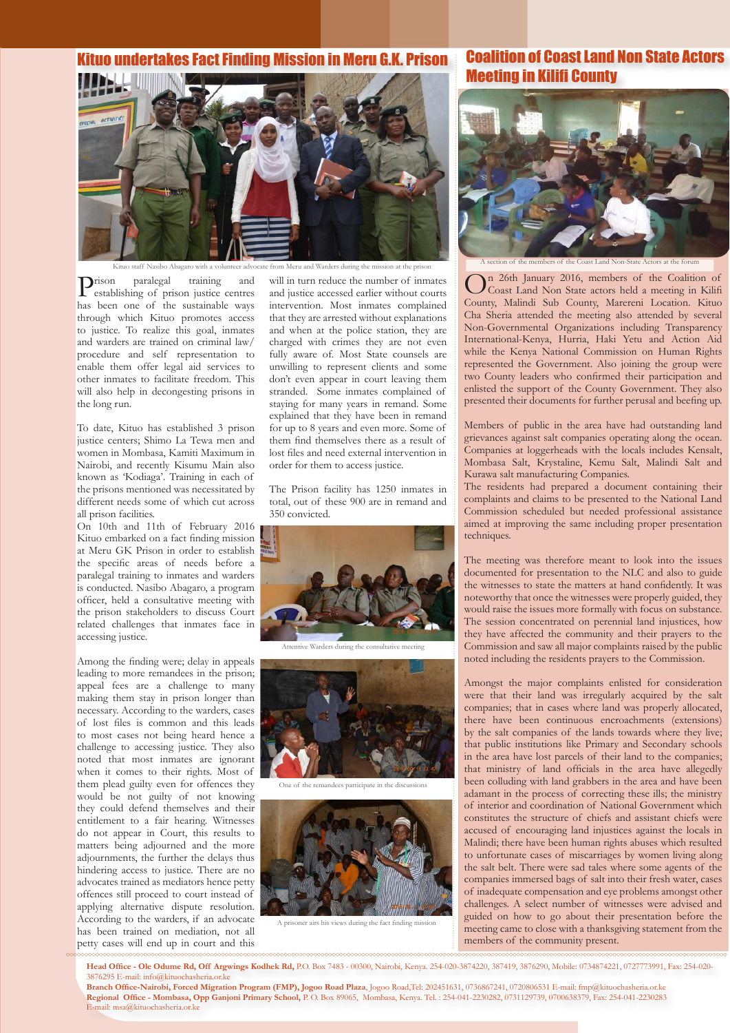## Kituo undertakes Fact Finding Mission in Meru G.K. Prison

Kituo staff Nasibo Abagaro with a volunteer advocate from Meru and Warders during the mission at the prison

Prison paralegal training and establishing of prison justice centres has been one of the sustainable ways through which Kituo promotes access to justice. To realize this goal, inmates and warders are trained on criminal law/ procedure and self representation to enable them offer legal aid services to other inmates to facilitate freedom. This will also help in decongesting prisons in the long run.

To date, Kituo has established 3 prison justice centers; Shimo La Tewa men and women in Mombasa, Kamiti Maximum in Nairobi, and recently Kisumu Main also known as 'Kodiaga'. Training in each of the prisons mentioned was necessitated by different needs some of which cut across all prison facilities.

On 10th and 11th of February 2016 Kituo embarked on a fact finding mission at Meru GK Prison in order to establish the specific areas of needs before a paralegal training to inmates and warders is conducted. Nasibo Abagaro, a program officer, held a consultative meeting with the prison stakeholders to discuss Court related challenges that inmates face in accessing justice.

Among the finding were; delay in appeals leading to more remandees in the prison; appeal fees are a challenge to many making them stay in prison longer than necessary. According to the warders, cases of lost files is common and this leads to most cases not being heard hence a challenge to accessing justice. They also noted that most inmates are ignorant when it comes to their rights. Most of them plead guilty even for offences they would be not guilty of not knowing they could defend themselves and their entitlement to a fair hearing. Witnesses do not appear in Court, this results to matters being adjourned and the more adjournments, the further the delays thus hindering access to justice. There are no advocates trained as mediators hence petty offences still proceed to court instead of applying alternative dispute resolution. According to the warders, if an advocate has been trained on mediation, not all petty cases will end up in court and this will in turn reduce the number of inmates and justice accessed earlier without courts intervention. Most inmates complained that they are arrested without explanations and when at the police station, they are charged with crimes they are not even fully aware of. Some State counsels are unwilling to represent clients and some don't even appear in court leaving them stranded. Some inmates complained of staying for many years in remand. Some explained that they have been in remand for up to 8 years and even more. Some of them find themselves there as a result of lost files and need external intervention in order for them to access justice.

The Prison facility has 1250 inmates in total, out of these 900 are in remand and 350 convicted.

Attentive Warders during the consultative meeting

One of the remandees participate in the discussions

A prisoner airs his views during the fact finding mission

## Coalition of Coast Land Non State Actors Meeting in Kilifi County

A section of the members of the Coast Land Non-State Actors at the forum

On 26th January 2016, members of the Coalition of Coast Land Non State actors held a meeting in Kilifi County, Malindi Sub County, Marereni Location. Kituo Cha Sheria attended the meeting also attended by several Non-Governmental Organizations including Transparency International-Kenya, Hurria, Haki Yetu and Action Aid while the Kenya National Commission on Human Rights represented the Government. Also joining the group were two County leaders who confirmed their participation and enlisted the support of the County Government. They also presented their documents for further perusal and beefing up.

Members of public in the area have had outstanding land grievances against salt companies operating along the ocean. Companies at loggerheads with the locals includes Kensalt, Mombasa Salt, Krystaline, Kemu Salt, Malindi Salt and Kurawa salt manufacturing Companies.

The residents had prepared a document containing their complaints and claims to be presented to the National Land Commission scheduled but needed professional assistance aimed at improving the same including proper presentation techniques.

The meeting was therefore meant to look into the issues documented for presentation to the NLC and also to guide the witnesses to state the matters at hand confidently. It was noteworthy that once the witnesses were properly guided, they would raise the issues more formally with focus on substance. The session concentrated on perennial land injustices, how they have affected the community and their prayers to the Commission and saw all major complaints raised by the public noted including the residents prayers to the Commission.

Amongst the major complaints enlisted for consideration were that their land was irregularly acquired by the salt companies; that in cases where land was properly allocated, there have been continuous encroachments (extensions) by the salt companies of the lands towards where they live; that public institutions like Primary and Secondary schools in the area have lost parcels of their land to the companies; that ministry of land officials in the area have allegedly been colluding with land grabbers in the area and have been adamant in the process of correcting these ills; the ministry of interior and coordination of National Government which constitutes the structure of chiefs and assistant chiefs were accused of encouraging land injustices against the locals in Malindi; there have been human rights abuses which resulted to unfortunate cases of miscarriages by women living along the salt belt. There were sad tales where some agents of the companies immersed bags of salt into their fresh water, cases of inadequate compensation and eye problems amongst other challenges. A select number of witnesses were advised and guided on how to go about their presentation before the meeting came to close with a thanksgiving statement from the members of the community present.

**Head Office - Ole Odume Rd, Off Argwings Kodhek Rd,** P.O. Box 7483 - 00300, Nairobi, Kenya. 254-020-3874220, 387419, 3876290, Mobile: 0734874221, 0727773991, Fax: 254-020-3876295 E-mail: info@kituochasheria.or.ke
**Branch Office-Nairobi, Forced Migration Program (FMP), Jogoo Road Plaza**, Jogoo Road,Tel: 202451631, 0736867241, 0720806531 E-mail: fmp@kituochasheria.or.ke
**Regional Office - Mombasa, Opp Ganjoni Primary School,** P. O. Box 89065, Mombasa, Kenya. Tel. : 254-041-2230282, 0731129739, 0700638379, Fax: 254-041-2230283 E-mail: msa@kituochasheria.or.ke